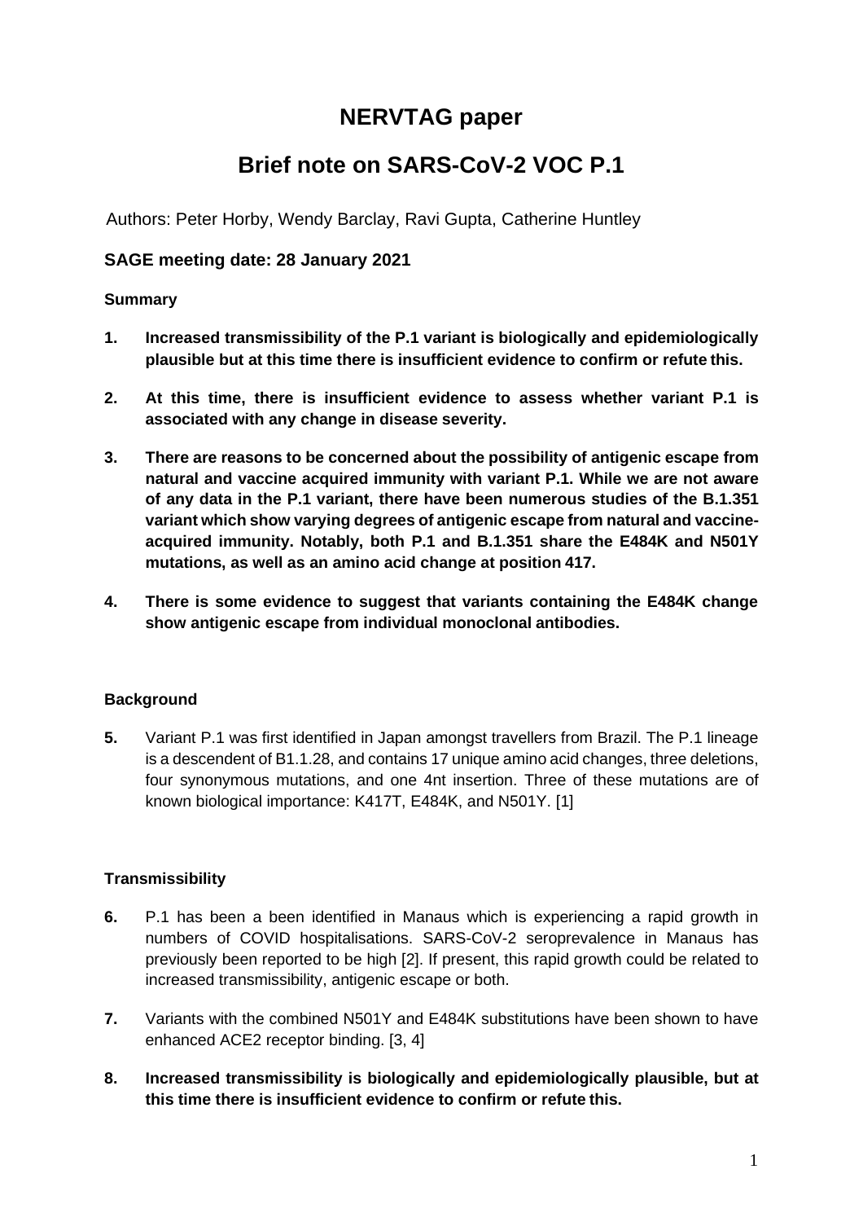# NERVTAG paper

# Brief note on SARS-CoV-2 VOC P.1

Authors: Peter Horby, Wendy Barclay, Ravi Gupta, Catherine Huntley

### SAGE meeting date: 28 January 2021

#### Summary

1. **Increased transmissibility of the P.1 variant is biologically and epidemiologically plausible but at this time there is insufficient evidence to confirm or refute this.**

2. **At this time, there is insufficient evidence to assess whether variant P.1 is associated with any change in disease severity.**

3. **There are reasons to be concerned about the possibility of antigenic escape from natural and vaccine acquired immunity with variant P.1. While we are not aware of any data in the P.1 variant, there have been numerous studies of the B.1.351 variant which show varying degrees of antigenic escape from natural and vaccine-acquired immunity. Notably, both P.1 and B.1.351 share the E484K and N501Y mutations, as well as an amino acid change at position 417.**

4. **There is some evidence to suggest that variants containing the E484K change show antigenic escape from individual monoclonal antibodies.**

#### Background

5. Variant P.1 was first identified in Japan amongst travellers from Brazil. The P.1 lineage is a descendent of B1.1.28, and contains 17 unique amino acid changes, three deletions, four synonymous mutations, and one 4nt insertion. Three of these mutations are of known biological importance: K417T, E484K, and N501Y. [1]

#### Transmissibility

6. P.1 has been a been identified in Manaus which is experiencing a rapid growth in numbers of COVID hospitalisations. SARS-CoV-2 seroprevalence in Manaus has previously been reported to be high [2]. If present, this rapid growth could be related to increased transmissibility, antigenic escape or both.

7. Variants with the combined N501Y and E484K substitutions have been shown to have enhanced ACE2 receptor binding. [3, 4]

8. **Increased transmissibility is biologically and epidemiologically plausible, but at this time there is insufficient evidence to confirm or refute this.**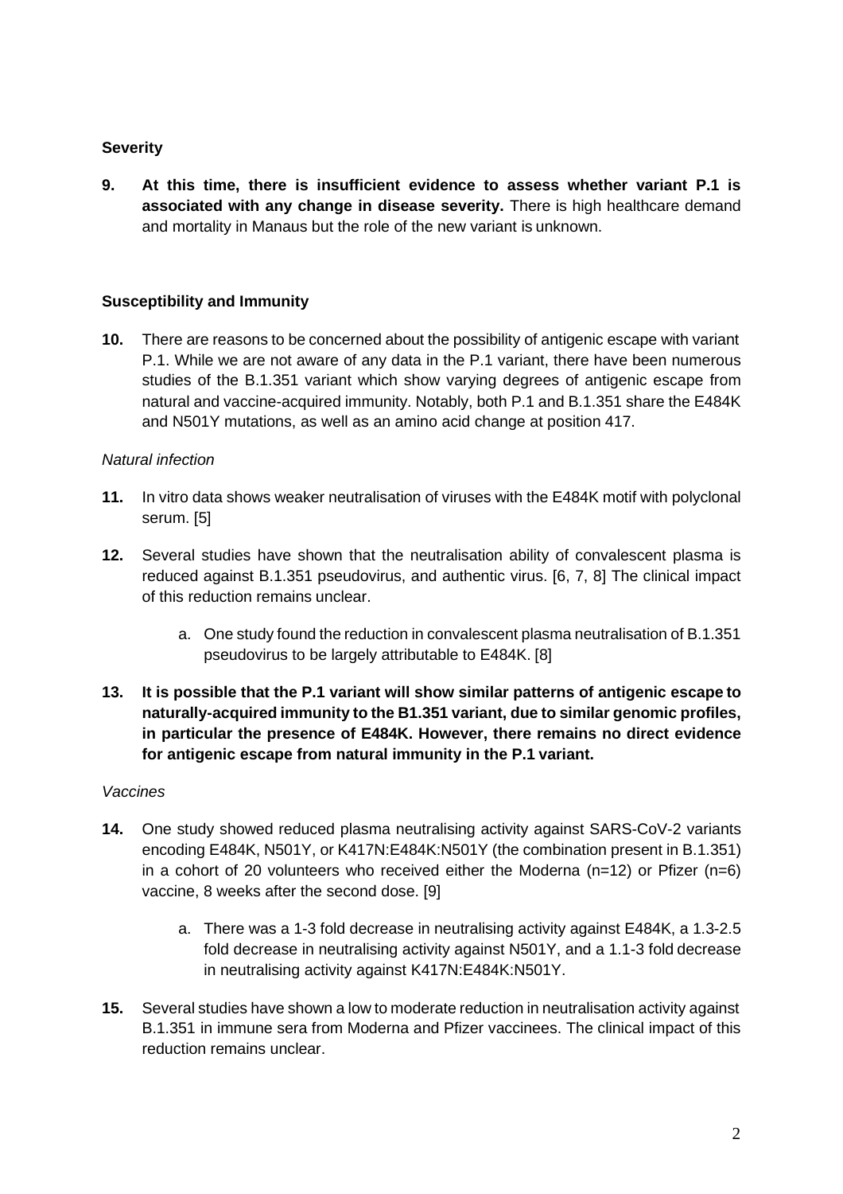**Severity**

**9. At this time, there is insufficient evidence to assess whether variant P.1 is associated with any change in disease severity.** There is high healthcare demand and mortality in Manaus but the role of the new variant is unknown.

**Susceptibility and Immunity**

**10.** There are reasons to be concerned about the possibility of antigenic escape with variant P.1. While we are not aware of any data in the P.1 variant, there have been numerous studies of the B.1.351 variant which show varying degrees of antigenic escape from natural and vaccine-acquired immunity. Notably, both P.1 and B.1.351 share the E484K and N501Y mutations, as well as an amino acid change at position 417.

*Natural infection*

**11.** In vitro data shows weaker neutralisation of viruses with the E484K motif with polyclonal serum. [5]

**12.** Several studies have shown that the neutralisation ability of convalescent plasma is reduced against B.1.351 pseudovirus, and authentic virus. [6, 7, 8] The clinical impact of this reduction remains unclear.

> a. One study found the reduction in convalescent plasma neutralisation of B.1.351 pseudovirus to be largely attributable to E484K. [8]

**13. It is possible that the P.1 variant will show similar patterns of antigenic escape to naturally-acquired immunity to the B1.351 variant, due to similar genomic profiles, in particular the presence of E484K. However, there remains no direct evidence for antigenic escape from natural immunity in the P.1 variant.**

*Vaccines*

**14.** One study showed reduced plasma neutralising activity against SARS-CoV-2 variants encoding E484K, N501Y, or K417N:E484K:N501Y (the combination present in B.1.351) in a cohort of 20 volunteers who received either the Moderna (n=12) or Pfizer (n=6) vaccine, 8 weeks after the second dose. [9]

> a. There was a 1-3 fold decrease in neutralising activity against E484K, a 1.3-2.5 fold decrease in neutralising activity against N501Y, and a 1.1-3 fold decrease in neutralising activity against K417N:E484K:N501Y.

**15.** Several studies have shown a low to moderate reduction in neutralisation activity against B.1.351 in immune sera from Moderna and Pfizer vaccinees. The clinical impact of this reduction remains unclear.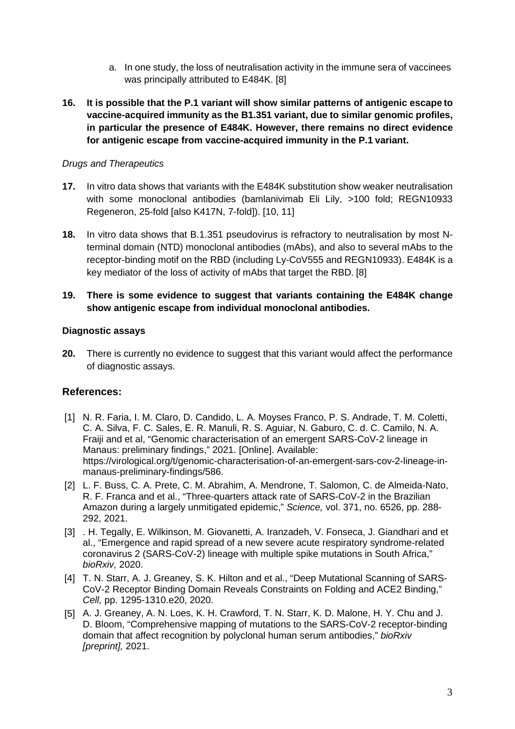a. In one study, the loss of neutralisation activity in the immune sera of vaccinees was principally attributed to E484K. [8]

**16. It is possible that the P.1 variant will show similar patterns of antigenic escape to vaccine-acquired immunity as the B1.351 variant, due to similar genomic profiles, in particular the presence of E484K. However, there remains no direct evidence for antigenic escape from vaccine-acquired immunity in the P.1 variant.**

*Drugs and Therapeutics*

**17.** In vitro data shows that variants with the E484K substitution show weaker neutralisation with some monoclonal antibodies (bamlanivimab Eli Lily, >100 fold; REGN10933 Regeneron, 25-fold [also K417N, 7-fold]). [10, 11]

**18.** In vitro data shows that B.1.351 pseudovirus is refractory to neutralisation by most N-terminal domain (NTD) monoclonal antibodies (mAbs), and also to several mAbs to the receptor-binding motif on the RBD (including Ly-CoV555 and REGN10933). E484K is a key mediator of the loss of activity of mAbs that target the RBD. [8]

**19. There is some evidence to suggest that variants containing the E484K change show antigenic escape from individual monoclonal antibodies.**

**Diagnostic assays**

**20.** There is currently no evidence to suggest that this variant would affect the performance of diagnostic assays.

## References:

[1] N. R. Faria, I. M. Claro, D. Candido, L. A. Moyses Franco, P. S. Andrade, T. M. Coletti, C. A. Silva, F. C. Sales, E. R. Manuli, R. S. Aguiar, N. Gaburo, C. d. C. Camilo, N. A. Fraiji and et al, "Genomic characterisation of an emergent SARS-CoV-2 lineage in Manaus: preliminary findings," 2021. [Online]. Available: https://virological.org/t/genomic-characterisation-of-an-emergent-sars-cov-2-lineage-in-manaus-preliminary-findings/586.

[2] L. F. Buss, C. A. Prete, C. M. Abrahim, A. Mendrone, T. Salomon, C. de Almeida-Nato, R. F. Franca and et al., "Three-quarters attack rate of SARS-CoV-2 in the Brazilian Amazon during a largely unmitigated epidemic," *Science,* vol. 371, no. 6526, pp. 288-292, 2021.

[3] . H. Tegally, E. Wilkinson, M. Giovanetti, A. Iranzadeh, V. Fonseca, J. Giandhari and et al., "Emergence and rapid spread of a new severe acute respiratory syndrome-related coronavirus 2 (SARS-CoV-2) lineage with multiple spike mutations in South Africa," *bioRxiv,* 2020.

[4] T. N. Starr, A. J. Greaney, S. K. Hilton and et al., "Deep Mutational Scanning of SARS-CoV-2 Receptor Binding Domain Reveals Constraints on Folding and ACE2 Binding," *Cell,* pp. 1295-1310.e20, 2020.

[5] A. J. Greaney, A. N. Loes, K. H. Crawford, T. N. Starr, K. D. Malone, H. Y. Chu and J. D. Bloom, "Comprehensive mapping of mutations to the SARS-CoV-2 receptor-binding domain that affect recognition by polyclonal human serum antibodies," *bioRxiv [preprint],* 2021.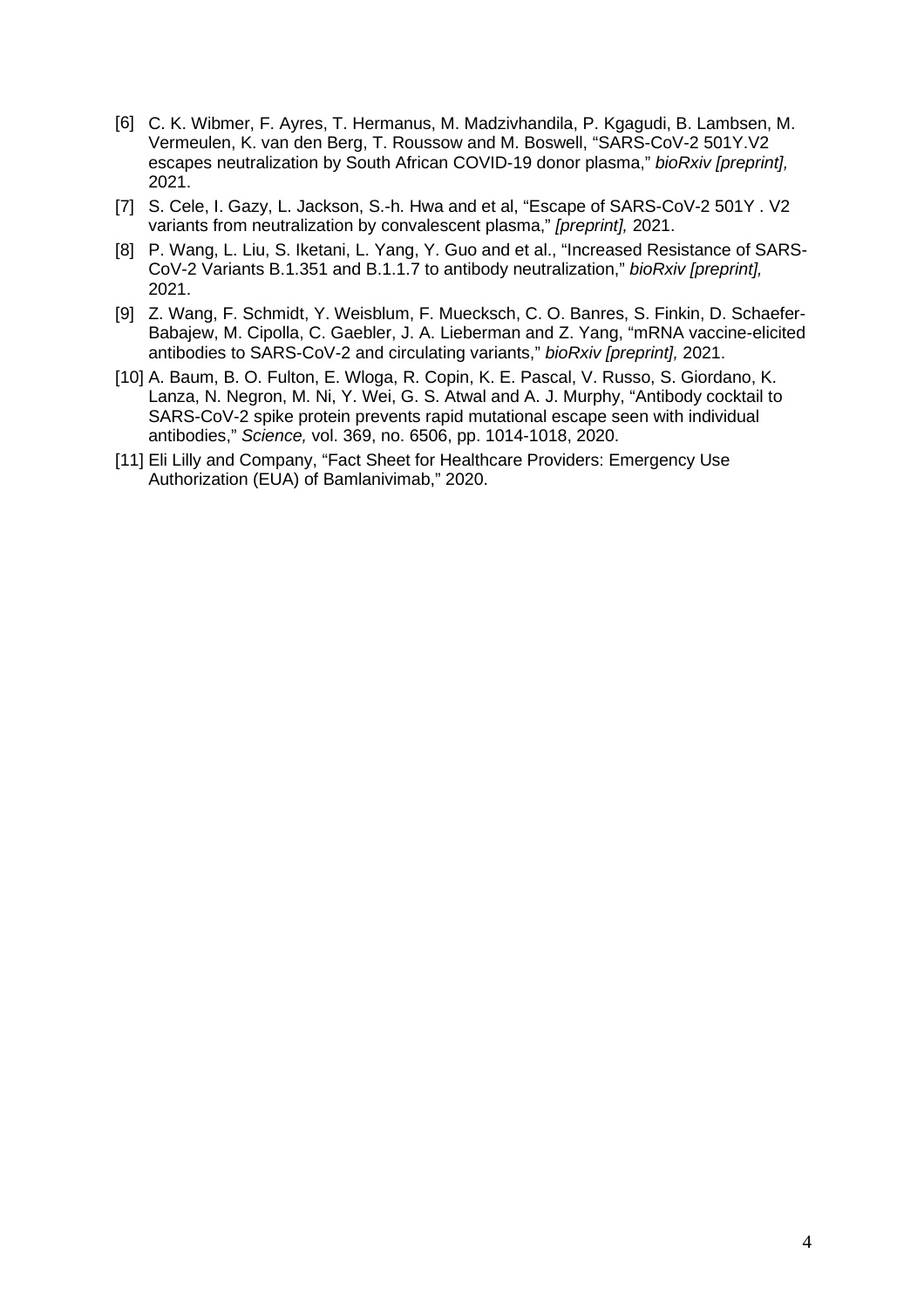[6] C. K. Wibmer, F. Ayres, T. Hermanus, M. Madzivhandila, P. Kgagudi, B. Lambsen, M. Vermeulen, K. van den Berg, T. Roussow and M. Boswell, "SARS-CoV-2 501Y.V2 escapes neutralization by South African COVID-19 donor plasma," *bioRxiv [preprint],* 2021.

[7] S. Cele, I. Gazy, L. Jackson, S.-h. Hwa and et al, "Escape of SARS-CoV-2 501Y . V2 variants from neutralization by convalescent plasma," *[preprint],* 2021.

[8] P. Wang, L. Liu, S. Iketani, L. Yang, Y. Guo and et al., "Increased Resistance of SARS-CoV-2 Variants B.1.351 and B.1.1.7 to antibody neutralization," *bioRxiv [preprint],* 2021.

[9] Z. Wang, F. Schmidt, Y. Weisblum, F. Muecksch, C. O. Banres, S. Finkin, D. Schaefer-Babajew, M. Cipolla, C. Gaebler, J. A. Lieberman and Z. Yang, "mRNA vaccine-elicited antibodies to SARS-CoV-2 and circulating variants," *bioRxiv [preprint],* 2021.

[10] A. Baum, B. O. Fulton, E. Wloga, R. Copin, K. E. Pascal, V. Russo, S. Giordano, K. Lanza, N. Negron, M. Ni, Y. Wei, G. S. Atwal and A. J. Murphy, "Antibody cocktail to SARS-CoV-2 spike protein prevents rapid mutational escape seen with individual antibodies," *Science,* vol. 369, no. 6506, pp. 1014-1018, 2020.

[11] Eli Lilly and Company, "Fact Sheet for Healthcare Providers: Emergency Use Authorization (EUA) of Bamlanivimab," 2020.